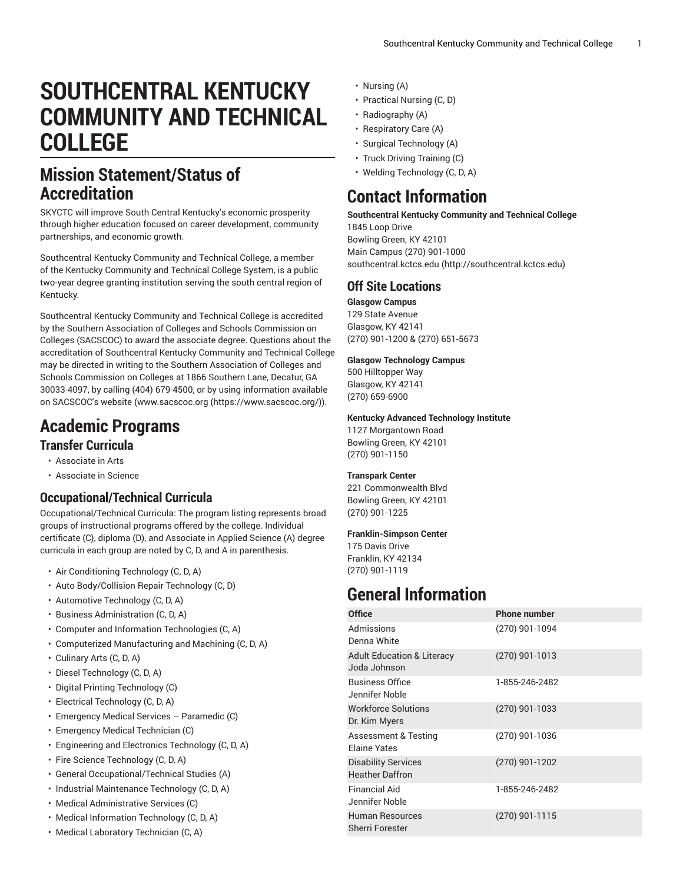# SOUTHCENTRAL KENTUCKY COMMUNITY AND TECHNICAL COLLEGE

## Mission Statement/Status of Accreditation

SKYCTC will improve South Central Kentucky's economic prosperity through higher education focused on career development, community partnerships, and economic growth.

Southcentral Kentucky Community and Technical College, a member of the Kentucky Community and Technical College System, is a public two-year degree granting institution serving the south central region of Kentucky.

Southcentral Kentucky Community and Technical College is accredited by the Southern Association of Colleges and Schools Commission on Colleges (SACSCOC) to award the associate degree. Questions about the accreditation of Southcentral Kentucky Community and Technical College may be directed in writing to the Southern Association of Colleges and Schools Commission on Colleges at 1866 Southern Lane, Decatur, GA 30033-4097, by calling (404) 679-4500, or by using information available on SACSCOC's website (www.sacscoc.org (https://www.sacscoc.org/)).

## Academic Programs

### Transfer Curricula

- Associate in Arts
- Associate in Science

### Occupational/Technical Curricula

Occupational/Technical Curricula: The program listing represents broad groups of instructional programs offered by the college. Individual certificate (C), diploma (D), and Associate in Applied Science (A) degree curricula in each group are noted by C, D, and A in parenthesis.

- Air Conditioning Technology (C, D, A)
- Auto Body/Collision Repair Technology (C, D)
- Automotive Technology (C, D, A)
- Business Administration (C, D, A)
- Computer and Information Technologies (C, A)
- Computerized Manufacturing and Machining (C, D, A)
- Culinary Arts (C, D, A)
- Diesel Technology (C, D, A)
- Digital Printing Technology (C)
- Electrical Technology (C, D, A)
- Emergency Medical Services – Paramedic (C)
- Emergency Medical Technician (C)
- Engineering and Electronics Technology (C, D, A)
- Fire Science Technology (C, D, A)
- General Occupational/Technical Studies (A)
- Industrial Maintenance Technology (C, D, A)
- Medical Administrative Services (C)
- Medical Information Technology (C, D, A)
- Medical Laboratory Technician (C, A)
- Nursing (A)
- Practical Nursing (C, D)
- Radiography (A)
- Respiratory Care (A)
- Surgical Technology (A)
- Truck Driving Training (C)
- Welding Technology (C, D, A)

## Contact Information

**Southcentral Kentucky Community and Technical College**
1845 Loop Drive
Bowling Green, KY 42101
Main Campus (270) 901-1000
southcentral.kctcs.edu (http://southcentral.kctcs.edu)

### Off Site Locations

**Glasgow Campus**
129 State Avenue
Glasgow, KY 42141
(270) 901-1200 & (270) 651-5673

**Glasgow Technology Campus**
500 Hilltopper Way
Glasgow, KY 42141
(270) 659-6900

**Kentucky Advanced Technology Institute**
1127 Morgantown Road
Bowling Green, KY 42101
(270) 901-1150

**Transpark Center**
221 Commonwealth Blvd
Bowling Green, KY 42101
(270) 901-1225

**Franklin-Simpson Center**
175 Davis Drive
Franklin, KY 42134
(270) 901-1119

## General Information

| Office | Phone number |
|---|---|
| Admissions<br>Denna White | (270) 901-1094 |
| Adult Education & Literacy<br>Joda Johnson | (270) 901-1013 |
| Business Office<br>Jennifer Noble | 1-855-246-2482 |
| Workforce Solutions<br>Dr. Kim Myers | (270) 901-1033 |
| Assessment & Testing<br>Elaine Yates | (270) 901-1036 |
| Disability Services<br>Heather Daffron | (270) 901-1202 |
| Financial Aid<br>Jennifer Noble | 1-855-246-2482 |
| Human Resources<br>Sherri Forester | (270) 901-1115 |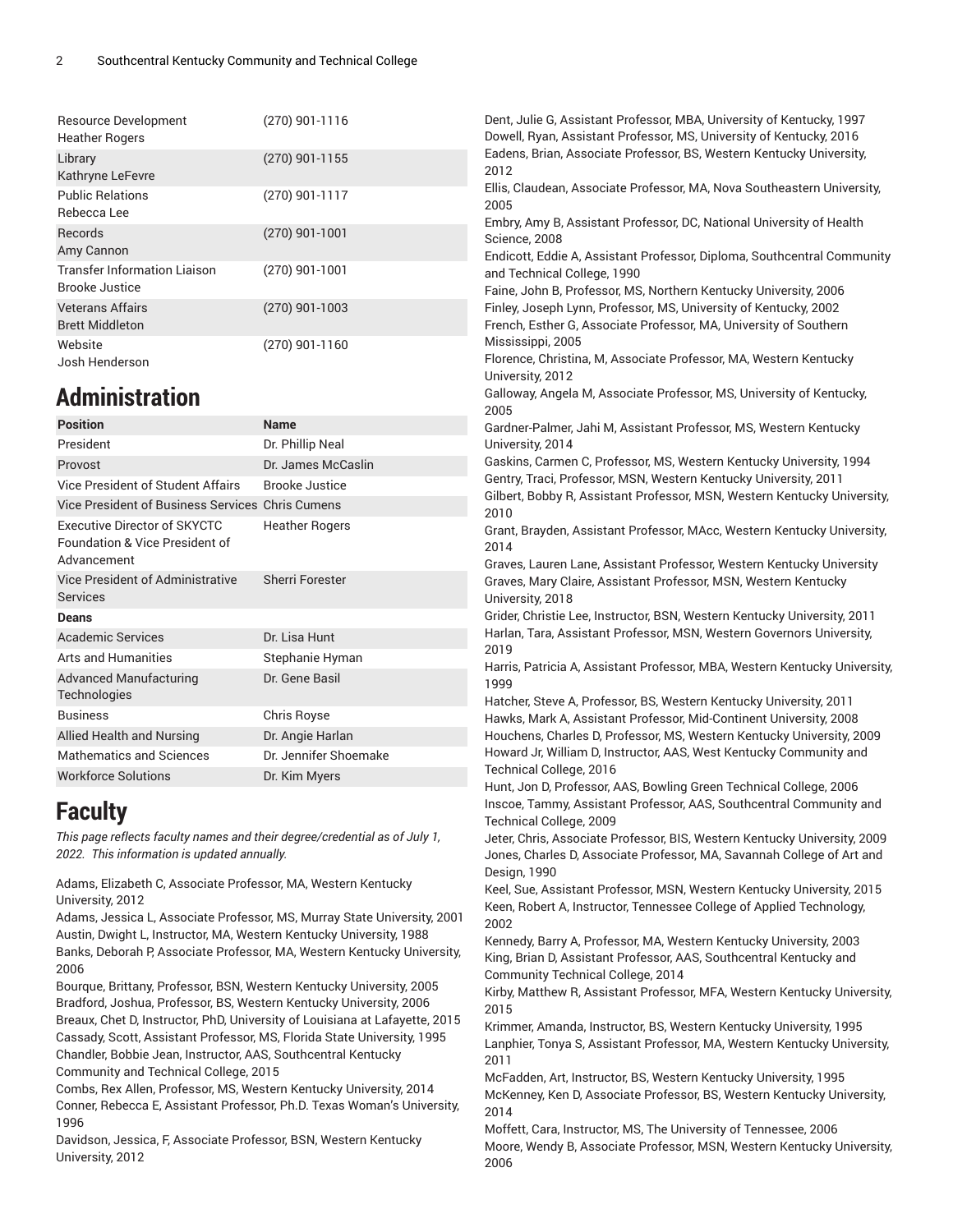| | |
|---|---|
| Resource Development<br>Heather Rogers | (270) 901-1116 |
| Library<br>Kathryne LeFevre | (270) 901-1155 |
| Public Relations<br>Rebecca Lee | (270) 901-1117 |
| Records<br>Amy Cannon | (270) 901-1001 |
| Transfer Information Liaison<br>Brooke Justice | (270) 901-1001 |
| Veterans Affairs<br>Brett Middleton | (270) 901-1003 |
| Website<br>Josh Henderson | (270) 901-1160 |

# Administration

| Position | Name |
|---|---|
| President | Dr. Phillip Neal |
| Provost | Dr. James McCaslin |
| Vice President of Student Affairs | Brooke Justice |
| Vice President of Business Services | Chris Cumens |
| Executive Director of SKYCTC Foundation & Vice President of Advancement | Heather Rogers |
| Vice President of Administrative Services | Sherri Forester |
| **Deans** | |
| Academic Services | Dr. Lisa Hunt |
| Arts and Humanities | Stephanie Hyman |
| Advanced Manufacturing Technologies | Dr. Gene Basil |
| Business | Chris Royse |
| Allied Health and Nursing | Dr. Angie Harlan |
| Mathematics and Sciences | Dr. Jennifer Shoemake |
| Workforce Solutions | Dr. Kim Myers |

# Faculty

*This page reflects faculty names and their degree/credential as of July 1, 2022. This information is updated annually.*

Adams, Elizabeth C, Associate Professor, MA, Western Kentucky University, 2012
Adams, Jessica L, Associate Professor, MS, Murray State University, 2001
Austin, Dwight L, Instructor, MA, Western Kentucky University, 1988
Banks, Deborah P, Associate Professor, MA, Western Kentucky University, 2006
Bourque, Brittany, Professor, BSN, Western Kentucky University, 2005
Bradford, Joshua, Professor, BS, Western Kentucky University, 2006
Breaux, Chet D, Instructor, PhD, University of Louisiana at Lafayette, 2015
Cassady, Scott, Assistant Professor, MS, Florida State University, 1995
Chandler, Bobbie Jean, Instructor, AAS, Southcentral Kentucky Community and Technical College, 2015
Combs, Rex Allen, Professor, MS, Western Kentucky University, 2014
Conner, Rebecca E, Assistant Professor, Ph.D. Texas Woman's University, 1996
Davidson, Jessica, F, Associate Professor, BSN, Western Kentucky University, 2012
Dent, Julie G, Assistant Professor, MBA, University of Kentucky, 1997
Dowell, Ryan, Assistant Professor, MS, University of Kentucky, 2016
Eadens, Brian, Associate Professor, BS, Western Kentucky University, 2012
Ellis, Claudean, Associate Professor, MA, Nova Southeastern University, 2005
Embry, Amy B, Assistant Professor, DC, National University of Health Science, 2008
Endicott, Eddie A, Assistant Professor, Diploma, Southcentral Community and Technical College, 1990
Faine, John B, Professor, MS, Northern Kentucky University, 2006
Finley, Joseph Lynn, Professor, MS, University of Kentucky, 2002
French, Esther G, Associate Professor, MA, University of Southern Mississippi, 2005
Florence, Christina, M, Associate Professor, MA, Western Kentucky University, 2012
Galloway, Angela M, Associate Professor, MS, University of Kentucky, 2005
Gardner-Palmer, Jahi M, Assistant Professor, MS, Western Kentucky University, 2014
Gaskins, Carmen C, Professor, MS, Western Kentucky University, 1994
Gentry, Traci, Professor, MSN, Western Kentucky University, 2011
Gilbert, Bobby R, Assistant Professor, MSN, Western Kentucky University, 2010
Grant, Brayden, Assistant Professor, MAcc, Western Kentucky University, 2014
Graves, Lauren Lane, Assistant Professor, Western Kentucky University
Graves, Mary Claire, Assistant Professor, MSN, Western Kentucky University, 2018
Grider, Christie Lee, Instructor, BSN, Western Kentucky University, 2011
Harlan, Tara, Assistant Professor, MSN, Western Governors University, 2019
Harris, Patricia A, Assistant Professor, MBA, Western Kentucky University, 1999
Hatcher, Steve A, Professor, BS, Western Kentucky University, 2011
Hawks, Mark A, Assistant Professor, Mid-Continent University, 2008
Houchens, Charles D, Professor, MS, Western Kentucky University, 2009
Howard Jr, William D, Instructor, AAS, West Kentucky Community and Technical College, 2016
Hunt, Jon D, Professor, AAS, Bowling Green Technical College, 2006
Inscoe, Tammy, Assistant Professor, AAS, Southcentral Community and Technical College, 2009
Jeter, Chris, Associate Professor, BIS, Western Kentucky University, 2009
Jones, Charles D, Associate Professor, MA, Savannah College of Art and Design, 1990
Keel, Sue, Assistant Professor, MSN, Western Kentucky University, 2015
Keen, Robert A, Instructor, Tennessee College of Applied Technology, 2002
Kennedy, Barry A, Professor, MA, Western Kentucky University, 2003
King, Brian D, Assistant Professor, AAS, Southcentral Kentucky and Community Technical College, 2014
Kirby, Matthew R, Assistant Professor, MFA, Western Kentucky University, 2015
Krimmer, Amanda, Instructor, BS, Western Kentucky University, 1995
Lanphier, Tonya S, Assistant Professor, MA, Western Kentucky University, 2011
McFadden, Art, Instructor, BS, Western Kentucky University, 1995
McKenney, Ken D, Associate Professor, BS, Western Kentucky University, 2014
Moffett, Cara, Instructor, MS, The University of Tennessee, 2006
Moore, Wendy B, Associate Professor, MSN, Western Kentucky University, 2006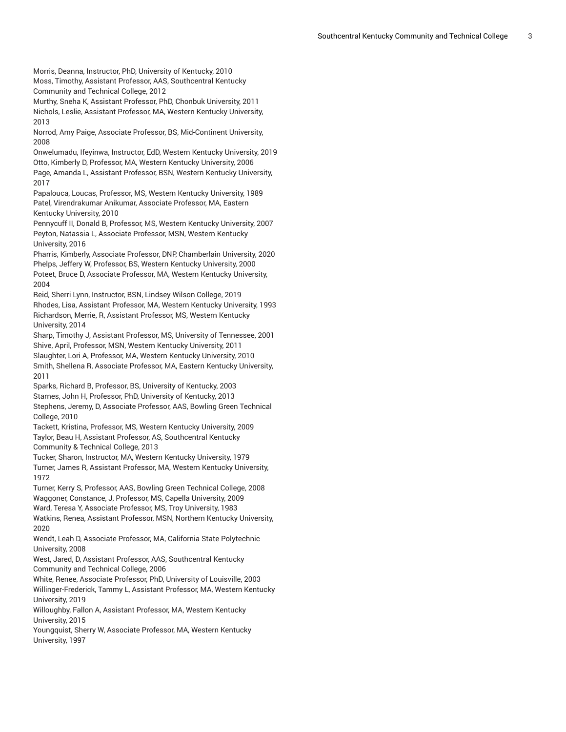Morris, Deanna, Instructor, PhD, University of Kentucky, 2010
Moss, Timothy, Assistant Professor, AAS, Southcentral Kentucky Community and Technical College, 2012
Murthy, Sneha K, Assistant Professor, PhD, Chonbuk University, 2011
Nichols, Leslie, Assistant Professor, MA, Western Kentucky University, 2013
Norrod, Amy Paige, Associate Professor, BS, Mid-Continent University, 2008
Onwelumadu, Ifeyinwa, Instructor, EdD, Western Kentucky University, 2019
Otto, Kimberly D, Professor, MA, Western Kentucky University, 2006
Page, Amanda L, Assistant Professor, BSN, Western Kentucky University, 2017
Papalouca, Loucas, Professor, MS, Western Kentucky University, 1989
Patel, Virendrakumar Anikumar, Associate Professor, MA, Eastern Kentucky University, 2010
Pennycuff II, Donald B, Professor, MS, Western Kentucky University, 2007
Peyton, Natassia L, Associate Professor, MSN, Western Kentucky University, 2016
Pharris, Kimberly, Associate Professor, DNP, Chamberlain University, 2020
Phelps, Jeffery W, Professor, BS, Western Kentucky University, 2000
Poteet, Bruce D, Associate Professor, MA, Western Kentucky University, 2004
Reid, Sherri Lynn, Instructor, BSN, Lindsey Wilson College, 2019
Rhodes, Lisa, Assistant Professor, MA, Western Kentucky University, 1993
Richardson, Merrie, R, Assistant Professor, MS, Western Kentucky University, 2014
Sharp, Timothy J, Assistant Professor, MS, University of Tennessee, 2001
Shive, April, Professor, MSN, Western Kentucky University, 2011
Slaughter, Lori A, Professor, MA, Western Kentucky University, 2010
Smith, Shellena R, Associate Professor, MA, Eastern Kentucky University, 2011
Sparks, Richard B, Professor, BS, University of Kentucky, 2003
Starnes, John H, Professor, PhD, University of Kentucky, 2013
Stephens, Jeremy, D, Associate Professor, AAS, Bowling Green Technical College, 2010
Tackett, Kristina, Professor, MS, Western Kentucky University, 2009
Taylor, Beau H, Assistant Professor, AS, Southcentral Kentucky Community & Technical College, 2013
Tucker, Sharon, Instructor, MA, Western Kentucky University, 1979
Turner, James R, Assistant Professor, MA, Western Kentucky University, 1972
Turner, Kerry S, Professor, AAS, Bowling Green Technical College, 2008
Waggoner, Constance, J, Professor, MS, Capella University, 2009
Ward, Teresa Y, Associate Professor, MS, Troy University, 1983
Watkins, Renea, Assistant Professor, MSN, Northern Kentucky University, 2020
Wendt, Leah D, Associate Professor, MA, California State Polytechnic University, 2008
West, Jared, D, Assistant Professor, AAS, Southcentral Kentucky Community and Technical College, 2006
White, Renee, Associate Professor, PhD, University of Louisville, 2003
Willinger-Frederick, Tammy L, Assistant Professor, MA, Western Kentucky University, 2019
Willoughby, Fallon A, Assistant Professor, MA, Western Kentucky University, 2015
Youngquist, Sherry W, Associate Professor, MA, Western Kentucky University, 1997